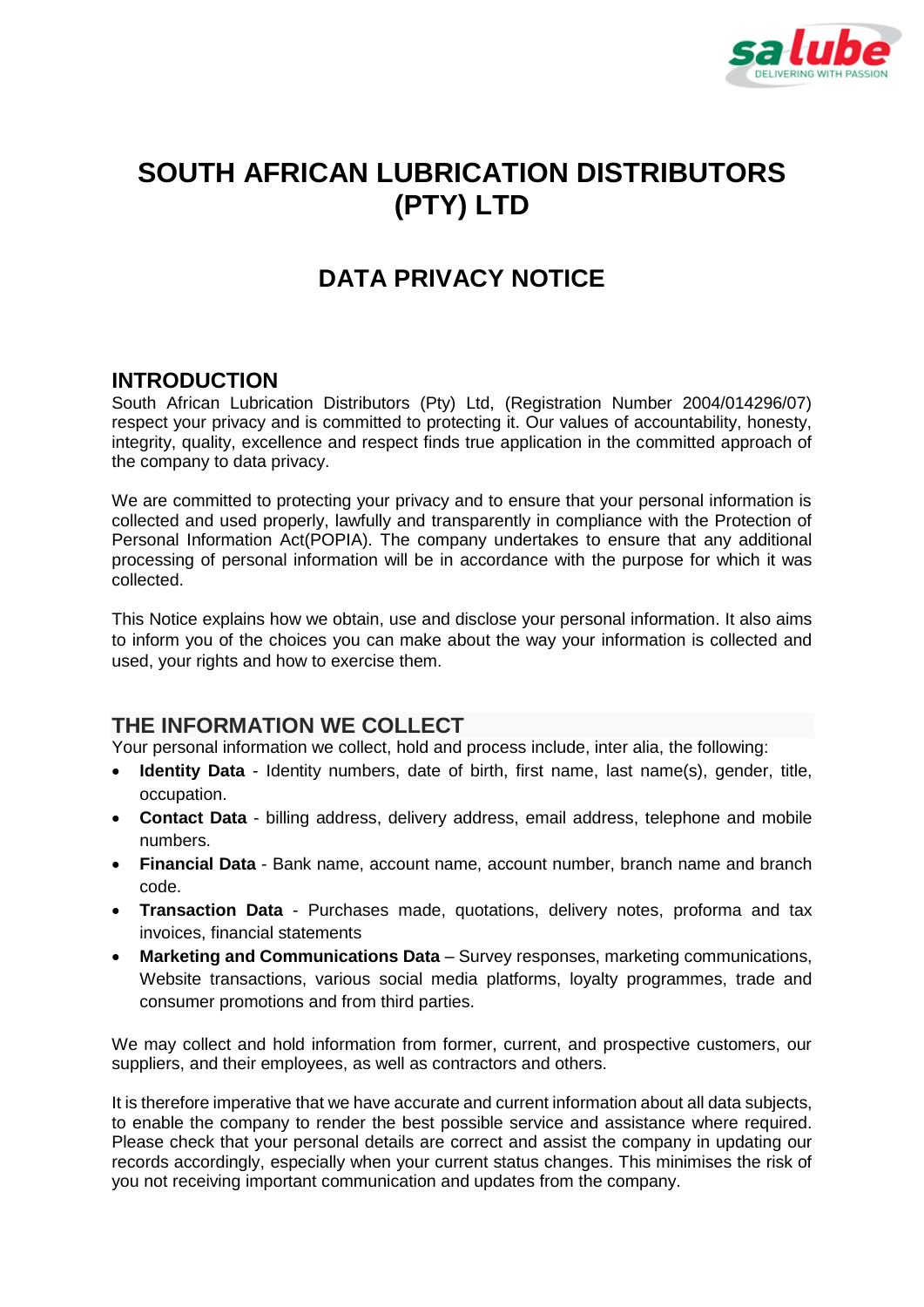# SOUTH AFRICAN LUBRICATION DISTRIBUTORS (PTY) LTD

## DATA PRIVACY NOTICE

### INTRODUCTION

South African Lubrication Distributors (Pty) Ltd, (Registration Number 2004/014296/07) respect your privacy and is committed to protecting it. Our values of accountability, honesty, integrity, quality, excellence and respect finds true application in the committed approach of the company to data privacy.

We are committed to protecting your privacy and to ensure that your personal information is collected and used properly, lawfully and transparently in compliance with the Protection of Personal Information Act(POPIA). The company undertakes to ensure that any additional processing of personal information will be in accordance with the purpose for which it was collected.

This Notice explains how we obtain, use and disclose your personal information. It also aims to inform you of the choices you can make about the way your information is collected and used, your rights and how to exercise them.

### THE INFORMATION WE COLLECT

Your personal information we collect, hold and process include, inter alia, the following:

- **Identity Data** - Identity numbers, date of birth, first name, last name(s), gender, title, occupation.
- **Contact Data** - billing address, delivery address, email address, telephone and mobile numbers.
- **Financial Data** - Bank name, account name, account number, branch name and branch code.
- **Transaction Data** - Purchases made, quotations, delivery notes, proforma and tax invoices, financial statements
- **Marketing and Communications Data** – Survey responses, marketing communications, Website transactions, various social media platforms, loyalty programmes, trade and consumer promotions and from third parties.

We may collect and hold information from former, current, and prospective customers, our suppliers, and their employees, as well as contractors and others.

It is therefore imperative that we have accurate and current information about all data subjects, to enable the company to render the best possible service and assistance where required. Please check that your personal details are correct and assist the company in updating our records accordingly, especially when your current status changes. This minimises the risk of you not receiving important communication and updates from the company.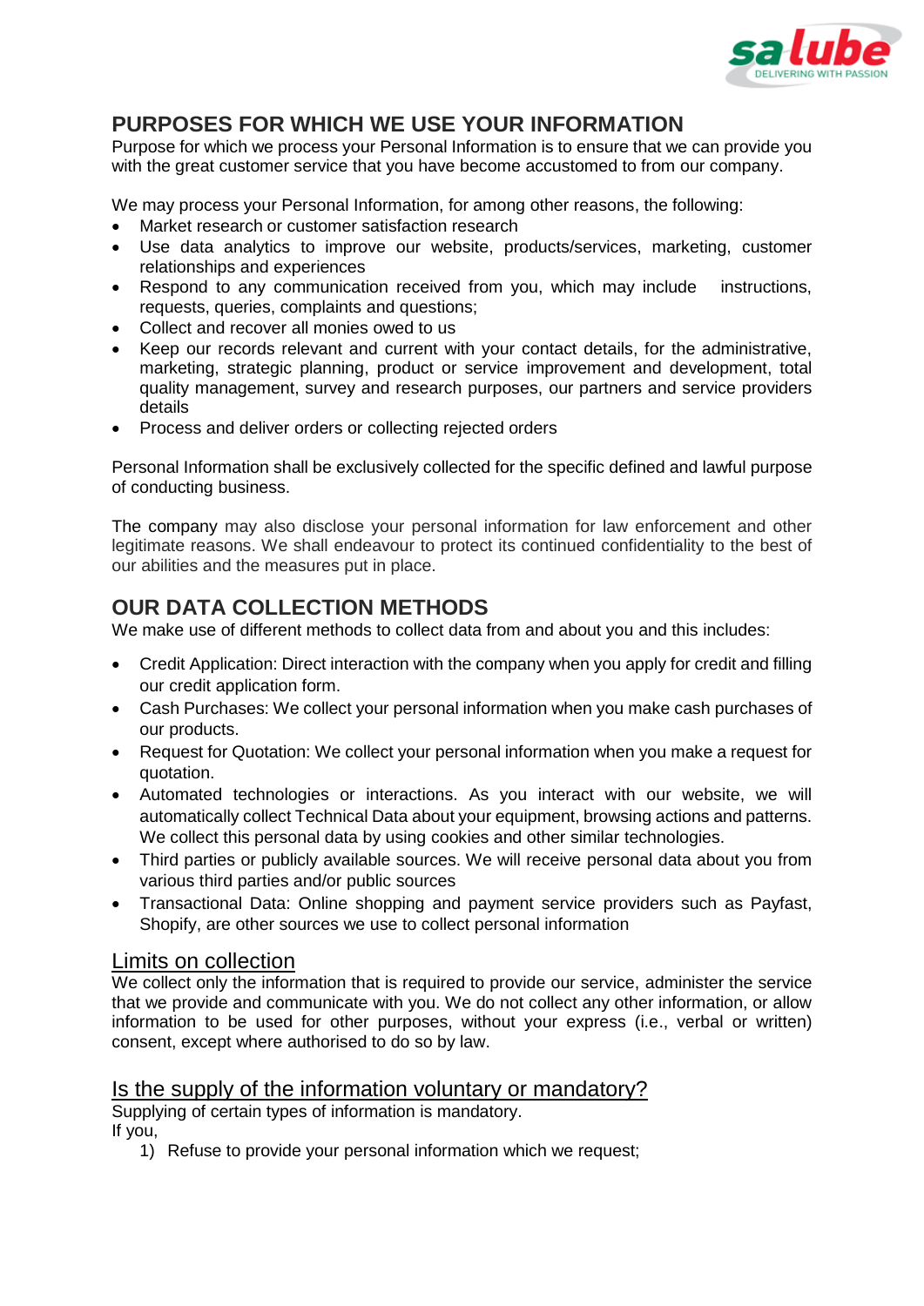## PURPOSES FOR WHICH WE USE YOUR INFORMATION

Purpose for which we process your Personal Information is to ensure that we can provide you with the great customer service that you have become accustomed to from our company.

We may process your Personal Information, for among other reasons, the following:

- Market research or customer satisfaction research
- Use data analytics to improve our website, products/services, marketing, customer relationships and experiences
- Respond to any communication received from you, which may include instructions, requests, queries, complaints and questions;
- Collect and recover all monies owed to us
- Keep our records relevant and current with your contact details, for the administrative, marketing, strategic planning, product or service improvement and development, total quality management, survey and research purposes, our partners and service providers details
- Process and deliver orders or collecting rejected orders

Personal Information shall be exclusively collected for the specific defined and lawful purpose of conducting business.

The company may also disclose your personal information for law enforcement and other legitimate reasons. We shall endeavour to protect its continued confidentiality to the best of our abilities and the measures put in place.

## OUR DATA COLLECTION METHODS

We make use of different methods to collect data from and about you and this includes:

- Credit Application: Direct interaction with the company when you apply for credit and filling our credit application form.
- Cash Purchases: We collect your personal information when you make cash purchases of our products.
- Request for Quotation: We collect your personal information when you make a request for quotation.
- Automated technologies or interactions. As you interact with our website, we will automatically collect Technical Data about your equipment, browsing actions and patterns. We collect this personal data by using cookies and other similar technologies.
- Third parties or publicly available sources. We will receive personal data about you from various third parties and/or public sources
- Transactional Data: Online shopping and payment service providers such as Payfast, Shopify, are other sources we use to collect personal information

### Limits on collection

We collect only the information that is required to provide our service, administer the service that we provide and communicate with you. We do not collect any other information, or allow information to be used for other purposes, without your express (i.e., verbal or written) consent, except where authorised to do so by law.

### Is the supply of the information voluntary or mandatory?

Supplying of certain types of information is mandatory.
If you,

1) Refuse to provide your personal information which we request;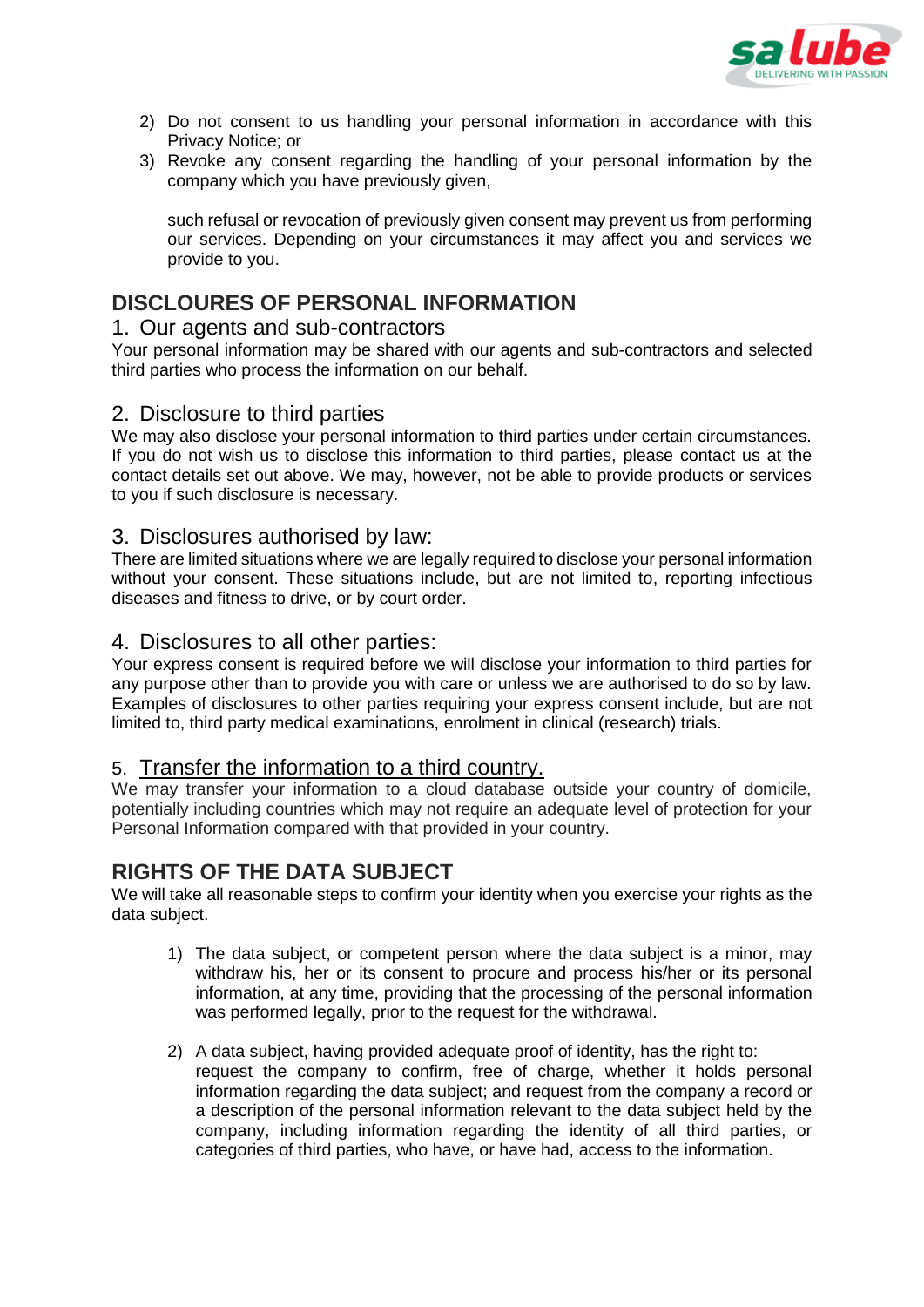2) Do not consent to us handling your personal information in accordance with this Privacy Notice; or
3) Revoke any consent regarding the handling of your personal information by the company which you have previously given,

   such refusal or revocation of previously given consent may prevent us from performing our services. Depending on your circumstances it may affect you and services we provide to you.

## DISCLOURES OF PERSONAL INFORMATION

### 1. Our agents and sub-contractors

Your personal information may be shared with our agents and sub-contractors and selected third parties who process the information on our behalf.

### 2. Disclosure to third parties

We may also disclose your personal information to third parties under certain circumstances. If you do not wish us to disclose this information to third parties, please contact us at the contact details set out above. We may, however, not be able to provide products or services to you if such disclosure is necessary.

### 3. Disclosures authorised by law:

There are limited situations where we are legally required to disclose your personal information without your consent. These situations include, but are not limited to, reporting infectious diseases and fitness to drive, or by court order.

### 4. Disclosures to all other parties:

Your express consent is required before we will disclose your information to third parties for any purpose other than to provide you with care or unless we are authorised to do so by law. Examples of disclosures to other parties requiring your express consent include, but are not limited to, third party medical examinations, enrolment in clinical (research) trials.

### 5. Transfer the information to a third country.

We may transfer your information to a cloud database outside your country of domicile, potentially including countries which may not require an adequate level of protection for your Personal Information compared with that provided in your country.

## RIGHTS OF THE DATA SUBJECT

We will take all reasonable steps to confirm your identity when you exercise your rights as the data subject.

1) The data subject, or competent person where the data subject is a minor, may withdraw his, her or its consent to procure and process his/her or its personal information, at any time, providing that the processing of the personal information was performed legally, prior to the request for the withdrawal.

2) A data subject, having provided adequate proof of identity, has the right to: request the company to confirm, free of charge, whether it holds personal information regarding the data subject; and request from the company a record or a description of the personal information relevant to the data subject held by the company, including information regarding the identity of all third parties, or categories of third parties, who have, or have had, access to the information.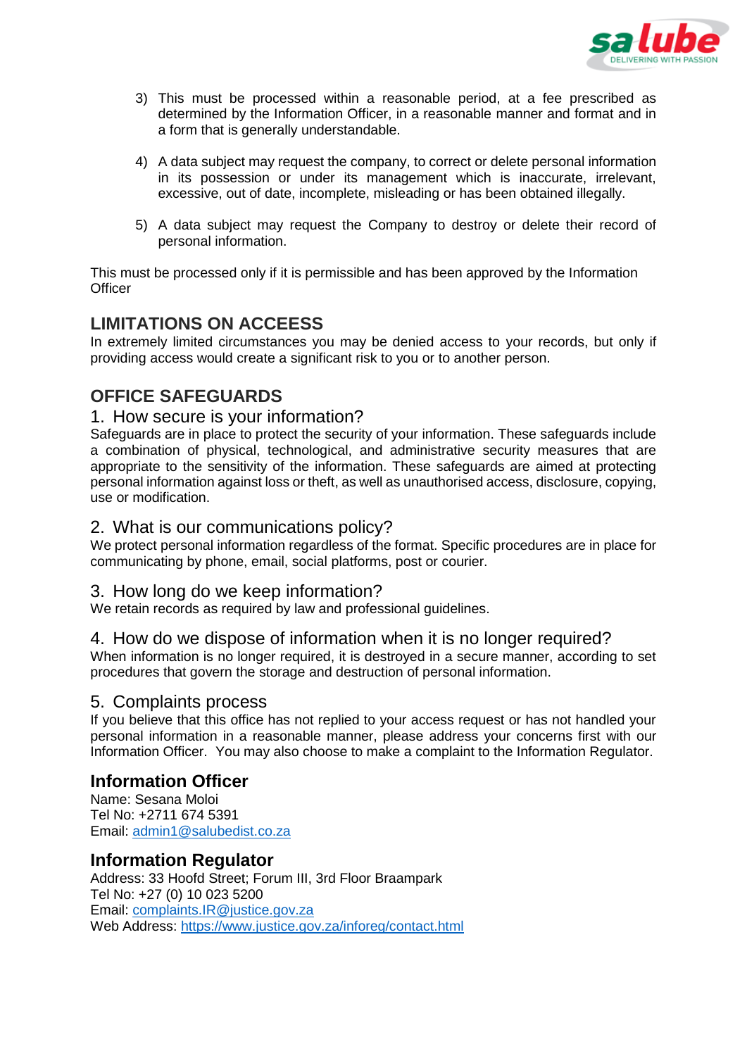3) This must be processed within a reasonable period, at a fee prescribed as determined by the Information Officer, in a reasonable manner and format and in a form that is generally understandable.

4) A data subject may request the company, to correct or delete personal information in its possession or under its management which is inaccurate, irrelevant, excessive, out of date, incomplete, misleading or has been obtained illegally.

5) A data subject may request the Company to destroy or delete their record of personal information.

This must be processed only if it is permissible and has been approved by the Information Officer

## LIMITATIONS ON ACCEESS

In extremely limited circumstances you may be denied access to your records, but only if providing access would create a significant risk to you or to another person.

## OFFICE SAFEGUARDS

### 1. How secure is your information?

Safeguards are in place to protect the security of your information. These safeguards include a combination of physical, technological, and administrative security measures that are appropriate to the sensitivity of the information. These safeguards are aimed at protecting personal information against loss or theft, as well as unauthorised access, disclosure, copying, use or modification.

### 2. What is our communications policy?

We protect personal information regardless of the format. Specific procedures are in place for communicating by phone, email, social platforms, post or courier.

### 3. How long do we keep information?

We retain records as required by law and professional guidelines.

### 4. How do we dispose of information when it is no longer required?

When information is no longer required, it is destroyed in a secure manner, according to set procedures that govern the storage and destruction of personal information.

### 5. Complaints process

If you believe that this office has not replied to your access request or has not handled your personal information in a reasonable manner, please address your concerns first with our Information Officer. You may also choose to make a complaint to the Information Regulator.

## Information Officer

Name: Sesana Moloi
Tel No: +2711 674 5391
Email: admin1@salubedist.co.za

## Information Regulator

Address: 33 Hoofd Street; Forum III, 3rd Floor Braampark
Tel No: +27 (0) 10 023 5200
Email: complaints.IR@justice.gov.za
Web Address: https://www.justice.gov.za/inforeg/contact.html